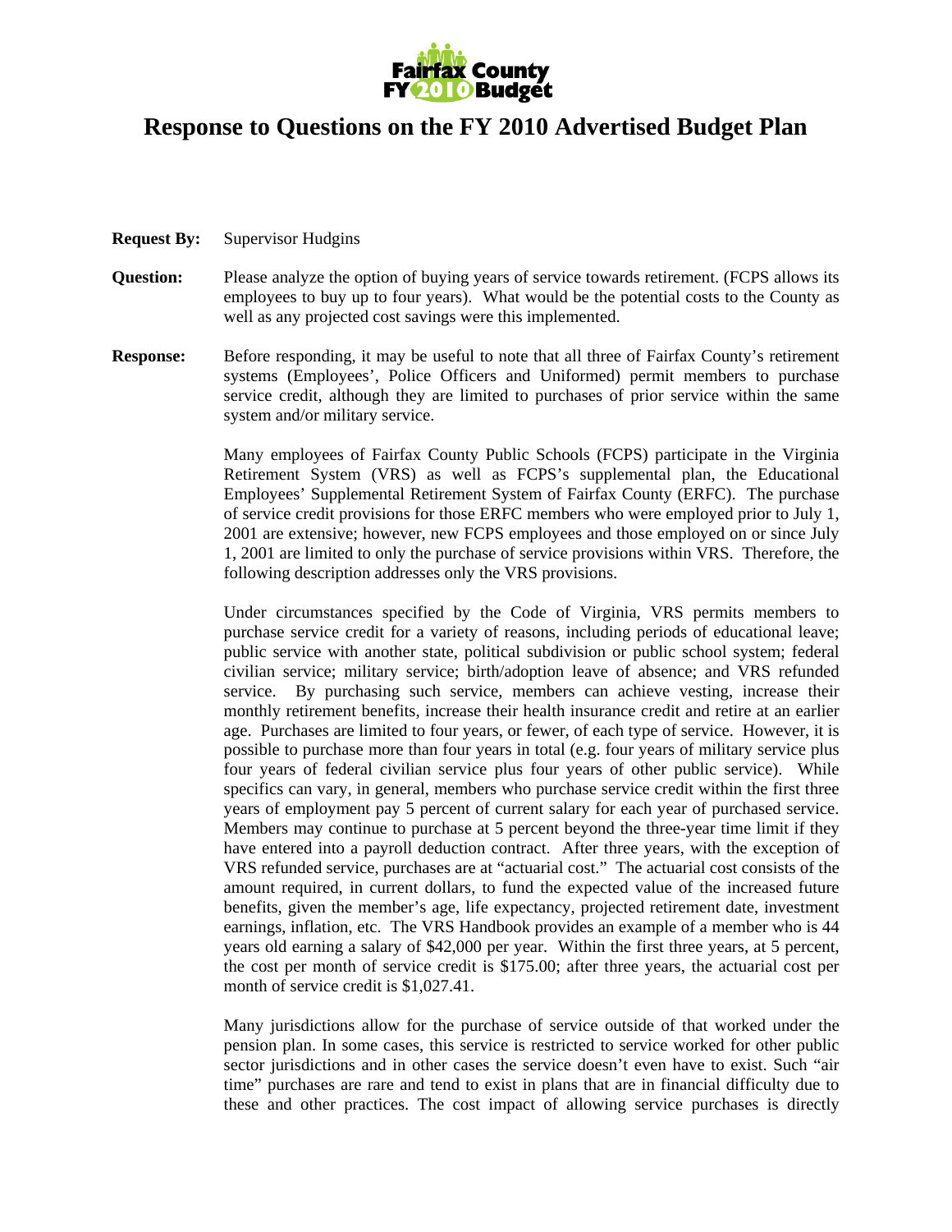# Response to Questions on the FY 2010 Advertised Budget Plan

**Request By:** Supervisor Hudgins

**Question:** Please analyze the option of buying years of service towards retirement. (FCPS allows its employees to buy up to four years). What would be the potential costs to the County as well as any projected cost savings were this implemented.

**Response:** Before responding, it may be useful to note that all three of Fairfax County's retirement systems (Employees', Police Officers and Uniformed) permit members to purchase service credit, although they are limited to purchases of prior service within the same system and/or military service.

Many employees of Fairfax County Public Schools (FCPS) participate in the Virginia Retirement System (VRS) as well as FCPS's supplemental plan, the Educational Employees' Supplemental Retirement System of Fairfax County (ERFC). The purchase of service credit provisions for those ERFC members who were employed prior to July 1, 2001 are extensive; however, new FCPS employees and those employed on or since July 1, 2001 are limited to only the purchase of service provisions within VRS. Therefore, the following description addresses only the VRS provisions.

Under circumstances specified by the Code of Virginia, VRS permits members to purchase service credit for a variety of reasons, including periods of educational leave; public service with another state, political subdivision or public school system; federal civilian service; military service; birth/adoption leave of absence; and VRS refunded service. By purchasing such service, members can achieve vesting, increase their monthly retirement benefits, increase their health insurance credit and retire at an earlier age. Purchases are limited to four years, or fewer, of each type of service. However, it is possible to purchase more than four years in total (e.g. four years of military service plus four years of federal civilian service plus four years of other public service). While specifics can vary, in general, members who purchase service credit within the first three years of employment pay 5 percent of current salary for each year of purchased service. Members may continue to purchase at 5 percent beyond the three-year time limit if they have entered into a payroll deduction contract. After three years, with the exception of VRS refunded service, purchases are at "actuarial cost." The actuarial cost consists of the amount required, in current dollars, to fund the expected value of the increased future benefits, given the member's age, life expectancy, projected retirement date, investment earnings, inflation, etc. The VRS Handbook provides an example of a member who is 44 years old earning a salary of $42,000 per year. Within the first three years, at 5 percent, the cost per month of service credit is $175.00; after three years, the actuarial cost per month of service credit is $1,027.41.

Many jurisdictions allow for the purchase of service outside of that worked under the pension plan. In some cases, this service is restricted to service worked for other public sector jurisdictions and in other cases the service doesn't even have to exist. Such "air time" purchases are rare and tend to exist in plans that are in financial difficulty due to these and other practices. The cost impact of allowing service purchases is directly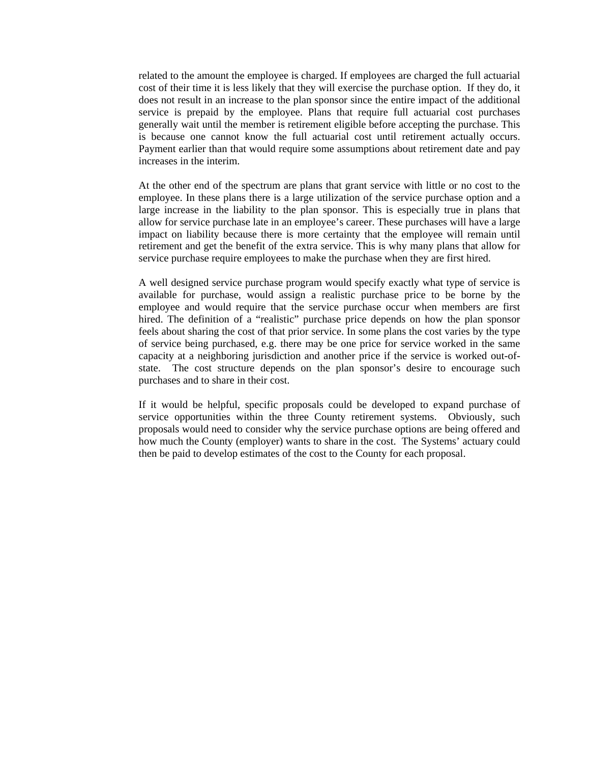related to the amount the employee is charged. If employees are charged the full actuarial cost of their time it is less likely that they will exercise the purchase option. If they do, it does not result in an increase to the plan sponsor since the entire impact of the additional service is prepaid by the employee. Plans that require full actuarial cost purchases generally wait until the member is retirement eligible before accepting the purchase. This is because one cannot know the full actuarial cost until retirement actually occurs. Payment earlier than that would require some assumptions about retirement date and pay increases in the interim.

At the other end of the spectrum are plans that grant service with little or no cost to the employee. In these plans there is a large utilization of the service purchase option and a large increase in the liability to the plan sponsor. This is especially true in plans that allow for service purchase late in an employee's career. These purchases will have a large impact on liability because there is more certainty that the employee will remain until retirement and get the benefit of the extra service. This is why many plans that allow for service purchase require employees to make the purchase when they are first hired.

A well designed service purchase program would specify exactly what type of service is available for purchase, would assign a realistic purchase price to be borne by the employee and would require that the service purchase occur when members are first hired. The definition of a "realistic" purchase price depends on how the plan sponsor feels about sharing the cost of that prior service. In some plans the cost varies by the type of service being purchased, e.g. there may be one price for service worked in the same capacity at a neighboring jurisdiction and another price if the service is worked out-of-state. The cost structure depends on the plan sponsor's desire to encourage such purchases and to share in their cost.

If it would be helpful, specific proposals could be developed to expand purchase of service opportunities within the three County retirement systems. Obviously, such proposals would need to consider why the service purchase options are being offered and how much the County (employer) wants to share in the cost. The Systems' actuary could then be paid to develop estimates of the cost to the County for each proposal.